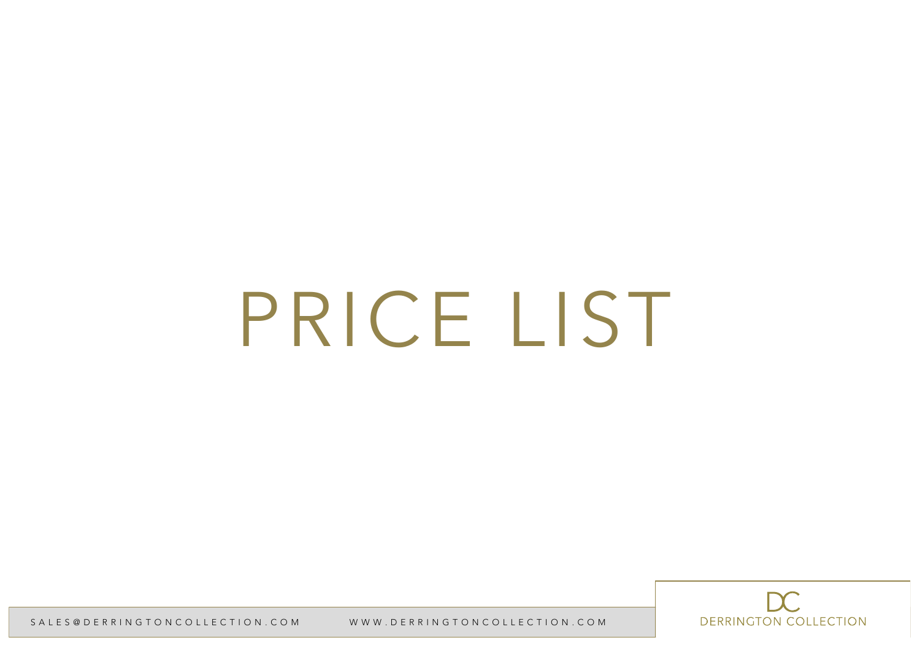# PRICE LIST

SALES@DERRINGTONCOLLECTION.COM WWW.DERRINGTONCOLLECTION.COM

DC
DERRINGTON COLLECTION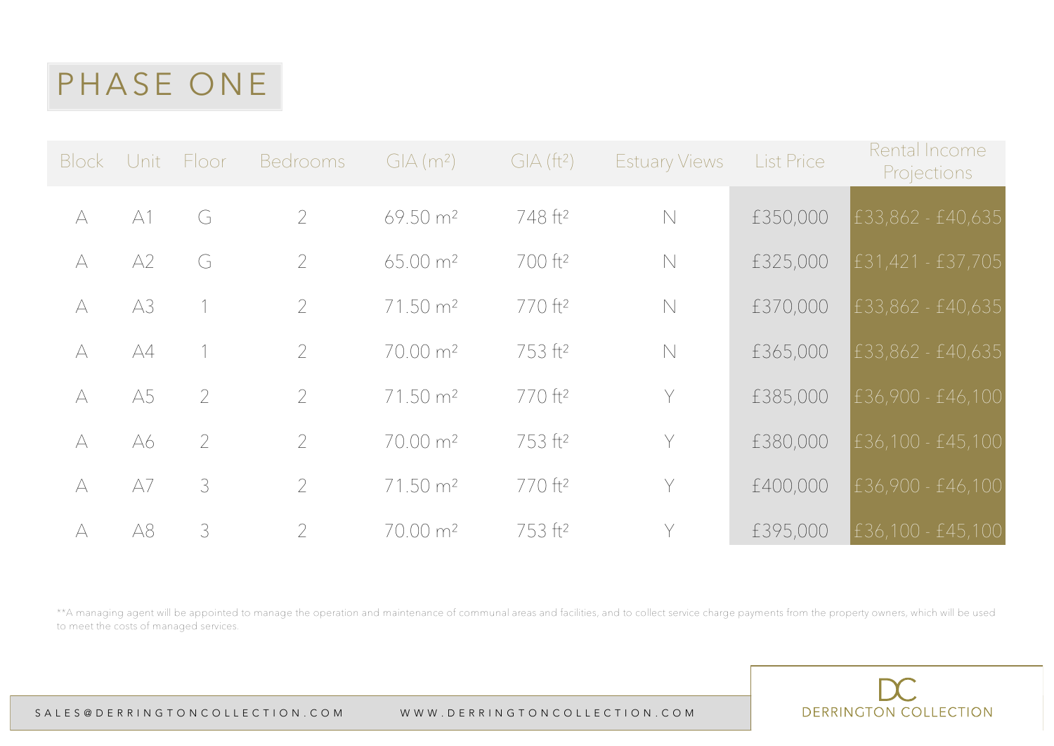# PHASE ONE

| Block | Unit | Floor | Bedrooms | GIA ($m^2$) | GIA ($ft^2$) | Estuary Views | List Price | Rental Income Projections |
|---|---|---|---|---|---|---|---|---|
| A | A1 | G | 2 | 69.50 $m^2$ | 748 $ft^2$ | N | £350,000 | £33,862 - £40,635 |
| A | A2 | G | 2 | 65.00 $m^2$ | 700 $ft^2$ | N | £325,000 | £31,421 - £37,705 |
| A | A3 | 1 | 2 | 71.50 $m^2$ | 770 $ft^2$ | N | £370,000 | £33,862 - £40,635 |
| A | A4 | 1 | 2 | 70.00 $m^2$ | 753 $ft^2$ | N | £365,000 | £33,862 - £40,635 |
| A | A5 | 2 | 2 | 71.50 $m^2$ | 770 $ft^2$ | Y | £385,000 | £36,900 - £46,100 |
| A | A6 | 2 | 2 | 70.00 $m^2$ | 753 $ft^2$ | Y | £380,000 | £36,100 - £45,100 |
| A | A7 | 3 | 2 | 71.50 $m^2$ | 770 $ft^2$ | Y | £400,000 | £36,900 - £46,100 |
| A | A8 | 3 | 2 | 70.00 $m^2$ | 753 $ft^2$ | Y | £395,000 | £36,100 - £45,100 |

**A managing agent will be appointed to manage the operation and maintenance of communal areas and facilities, and to collect service charge payments from the property owners, which will be used to meet the costs of managed services.

SALES@DERRINGTONCOLLECTION.COM WWW.DERRINGTONCOLLECTION.COM

DC DERRINGTON COLLECTION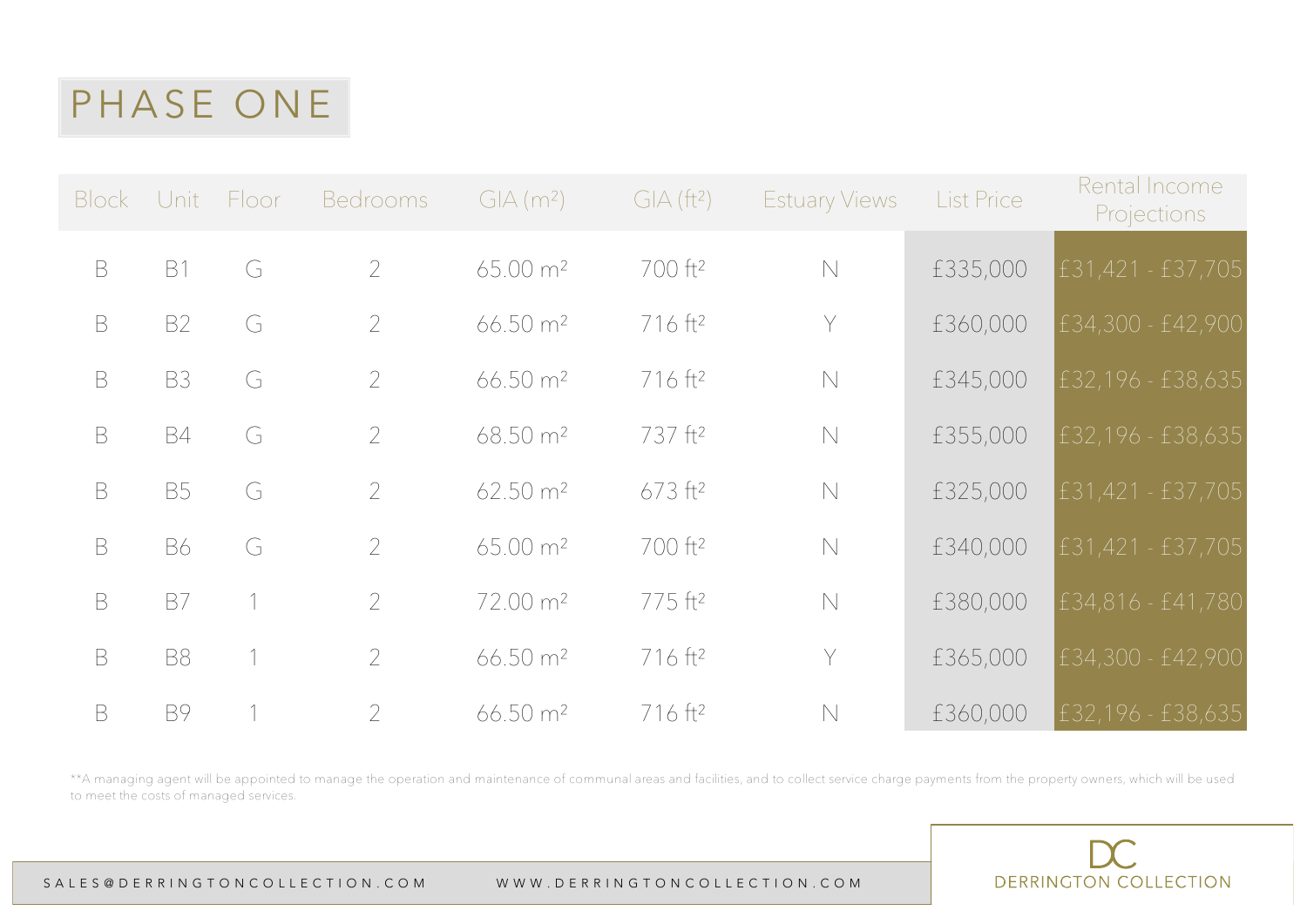# PHASE ONE

| Block | Unit | Floor | Bedrooms | GIA ($m^2$) | GIA ($ft^2$) | Estuary Views | List Price | Rental Income Projections |
|---|---|---|---|---|---|---|---|---|
| B | B1 | G | 2 | 65.00 $m^2$ | 700 $ft^2$ | N | £335,000 | £31,421 - £37,705 |
| B | B2 | G | 2 | 66.50 $m^2$ | 716 $ft^2$ | Y | £360,000 | £34,300 - £42,900 |
| B | B3 | G | 2 | 66.50 $m^2$ | 716 $ft^2$ | N | £345,000 | £32,196 - £38,635 |
| B | B4 | G | 2 | 68.50 $m^2$ | 737 $ft^2$ | N | £355,000 | £32,196 - £38,635 |
| B | B5 | G | 2 | 62.50 $m^2$ | 673 $ft^2$ | N | £325,000 | £31,421 - £37,705 |
| B | B6 | G | 2 | 65.00 $m^2$ | 700 $ft^2$ | N | £340,000 | £31,421 - £37,705 |
| B | B7 | 1 | 2 | 72.00 $m^2$ | 775 $ft^2$ | N | £380,000 | £34,816 - £41,780 |
| B | B8 | 1 | 2 | 66.50 $m^2$ | 716 $ft^2$ | Y | £365,000 | £34,300 - £42,900 |
| B | B9 | 1 | 2 | 66.50 $m^2$ | 716 $ft^2$ | N | £360,000 | £32,196 - £38,635 |

**A managing agent will be appointed to manage the operation and maintenance of communal areas and facilities, and to collect service charge payments from the property owners, which will be used to meet the costs of managed services.

SALES@DERRINGTONCOLLECTION.COM WWW.DERRINGTONCOLLECTION.COM

DC DERRINGTON COLLECTION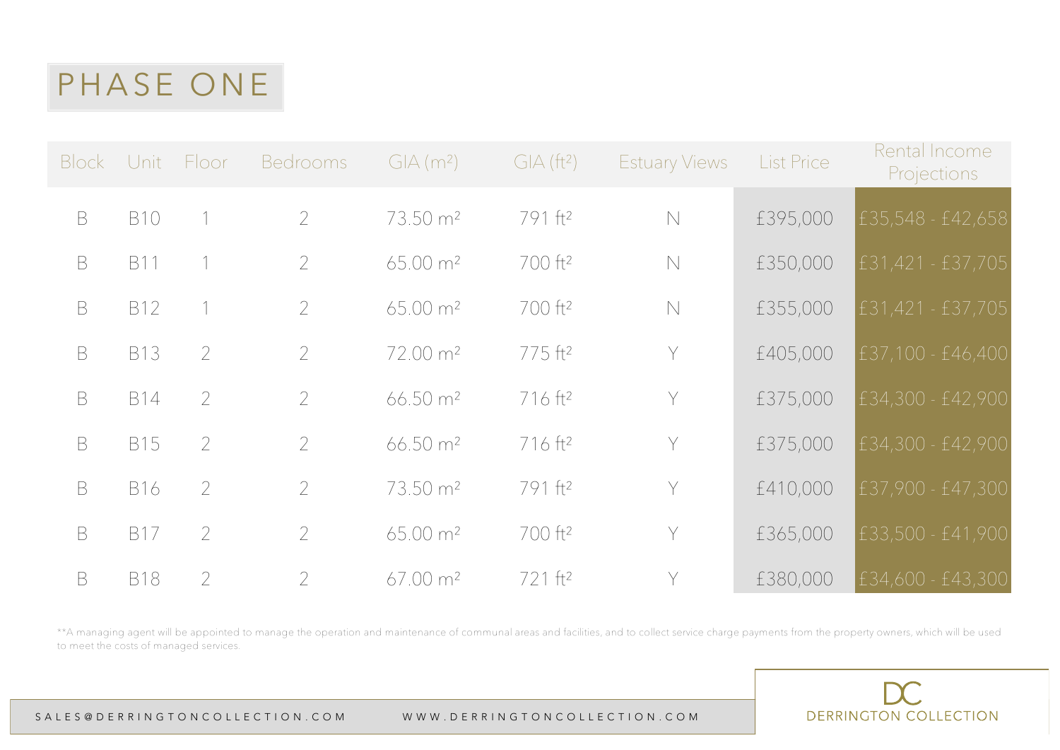# PHASE ONE

| Block | Unit | Floor | Bedrooms | GIA ($m^2$) | GIA ($ft^2$) | Estuary Views | List Price | Rental Income Projections |
|---|---|---|---|---|---|---|---|---|
| B | B10 | 1 | 2 | 73.50 $m^2$ | 791 $ft^2$ | N | £395,000 | £35,548 - £42,658 |
| B | B11 | 1 | 2 | 65.00 $m^2$ | 700 $ft^2$ | N | £350,000 | £31,421 - £37,705 |
| B | B12 | 1 | 2 | 65.00 $m^2$ | 700 $ft^2$ | N | £355,000 | £31,421 - £37,705 |
| B | B13 | 2 | 2 | 72.00 $m^2$ | 775 $ft^2$ | Y | £405,000 | £37,100 - £46,400 |
| B | B14 | 2 | 2 | 66.50 $m^2$ | 716 $ft^2$ | Y | £375,000 | £34,300 - £42,900 |
| B | B15 | 2 | 2 | 66.50 $m^2$ | 716 $ft^2$ | Y | £375,000 | £34,300 - £42,900 |
| B | B16 | 2 | 2 | 73.50 $m^2$ | 791 $ft^2$ | Y | £410,000 | £37,900 - £47,300 |
| B | B17 | 2 | 2 | 65.00 $m^2$ | 700 $ft^2$ | Y | £365,000 | £33,500 - £41,900 |
| B | B18 | 2 | 2 | 67.00 $m^2$ | 721 $ft^2$ | Y | £380,000 | £34,600 - £43,300 |

**A managing agent will be appointed to manage the operation and maintenance of communal areas and facilities, and to collect service charge payments from the property owners, which will be used to meet the costs of managed services.

SALES@DERRINGTONCOLLECTION.COM WWW.DERRINGTONCOLLECTION.COM

DC DERRINGTON COLLECTION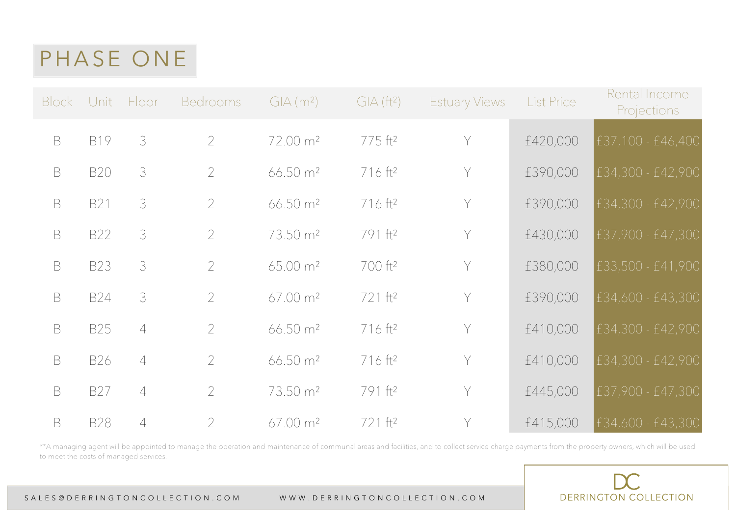# PHASE ONE

| Block | Unit | Floor | Bedrooms | GIA (m²) | GIA (ft²) | Estuary Views | List Price | Rental Income Projections |
|---|---|---|---|---|---|---|---|---|
| B | B19 | 3 | 2 | 72.00 m² | 775 ft² | Y | £420,000 | £37,100 - £46,400 |
| B | B20 | 3 | 2 | 66.50 m² | 716 ft² | Y | £390,000 | £34,300 - £42,900 |
| B | B21 | 3 | 2 | 66.50 m² | 716 ft² | Y | £390,000 | £34,300 - £42,900 |
| B | B22 | 3 | 2 | 73.50 m² | 791 ft² | Y | £430,000 | £37,900 - £47,300 |
| B | B23 | 3 | 2 | 65.00 m² | 700 ft² | Y | £380,000 | £33,500 - £41,900 |
| B | B24 | 3 | 2 | 67.00 m² | 721 ft² | Y | £390,000 | £34,600 - £43,300 |
| B | B25 | 4 | 2 | 66.50 m² | 716 ft² | Y | £410,000 | £34,300 - £42,900 |
| B | B26 | 4 | 2 | 66.50 m² | 716 ft² | Y | £410,000 | £34,300 - £42,900 |
| B | B27 | 4 | 2 | 73.50 m² | 791 ft² | Y | £445,000 | £37,900 - £47,300 |
| B | B28 | 4 | 2 | 67.00 m² | 721 ft² | Y | £415,000 | £34,600 - £43,300 |

**A managing agent will be appointed to manage the operation and maintenance of communal areas and facilities, and to collect service charge payments from the property owners, which will be used to meet the costs of managed services.

SALES@DERRINGTONCOLLECTION.COM

WWW.DERRINGTONCOLLECTION.COM

DC DERRINGTON COLLECTION